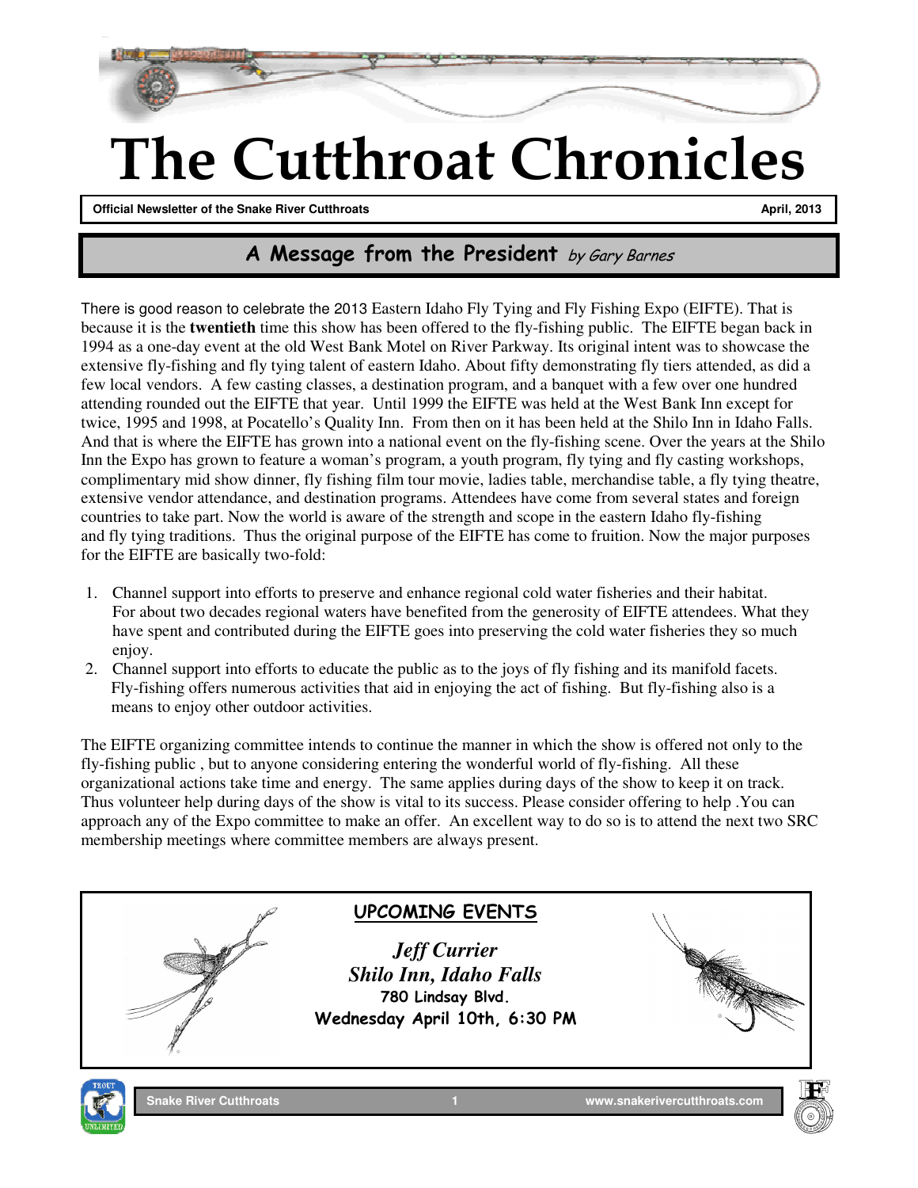# The Cutthroat Chronicles

**Official Newsletter of the Snake River Cutthroats** **April, 2013**

## A Message from the President *by Gary Barnes*

There is good reason to celebrate the 2013 Eastern Idaho Fly Tying and Fly Fishing Expo (EIFTE). That is because it is the **twentieth** time this show has been offered to the fly-fishing public. The EIFTE began back in 1994 as a one-day event at the old West Bank Motel on River Parkway. Its original intent was to showcase the extensive fly-fishing and fly tying talent of eastern Idaho. About fifty demonstrating fly tiers attended, as did a few local vendors. A few casting classes, a destination program, and a banquet with a few over one hundred attending rounded out the EIFTE that year. Until 1999 the EIFTE was held at the West Bank Inn except for twice, 1995 and 1998, at Pocatello's Quality Inn. From then on it has been held at the Shilo Inn in Idaho Falls. And that is where the EIFTE has grown into a national event on the fly-fishing scene. Over the years at the Shilo Inn the Expo has grown to feature a woman's program, a youth program, fly tying and fly casting workshops, complimentary mid show dinner, fly fishing film tour movie, ladies table, merchandise table, a fly tying theatre, extensive vendor attendance, and destination programs. Attendees have come from several states and foreign countries to take part. Now the world is aware of the strength and scope in the eastern Idaho fly-fishing and fly tying traditions. Thus the original purpose of the EIFTE has come to fruition. Now the major purposes for the EIFTE are basically two-fold:

1. Channel support into efforts to preserve and enhance regional cold water fisheries and their habitat. For about two decades regional waters have benefited from the generosity of EIFTE attendees. What they have spent and contributed during the EIFTE goes into preserving the cold water fisheries they so much enjoy.
2. Channel support into efforts to educate the public as to the joys of fly fishing and its manifold facets. Fly-fishing offers numerous activities that aid in enjoying the act of fishing. But fly-fishing also is a means to enjoy other outdoor activities.

The EIFTE organizing committee intends to continue the manner in which the show is offered not only to the fly-fishing public , but to anyone considering entering the wonderful world of fly-fishing. All these organizational actions take time and energy. The same applies during days of the show to keep it on track. Thus volunteer help during days of the show is vital to its success. Please consider offering to help .You can approach any of the Expo committee to make an offer. An excellent way to do so is to attend the next two SRC membership meetings where committee members are always present.

### UPCOMING EVENTS

***Jeff Currier***
***Shilo Inn, Idaho Falls***
**780 Lindsay Blvd.**
**Wednesday April 10th, 6:30 PM**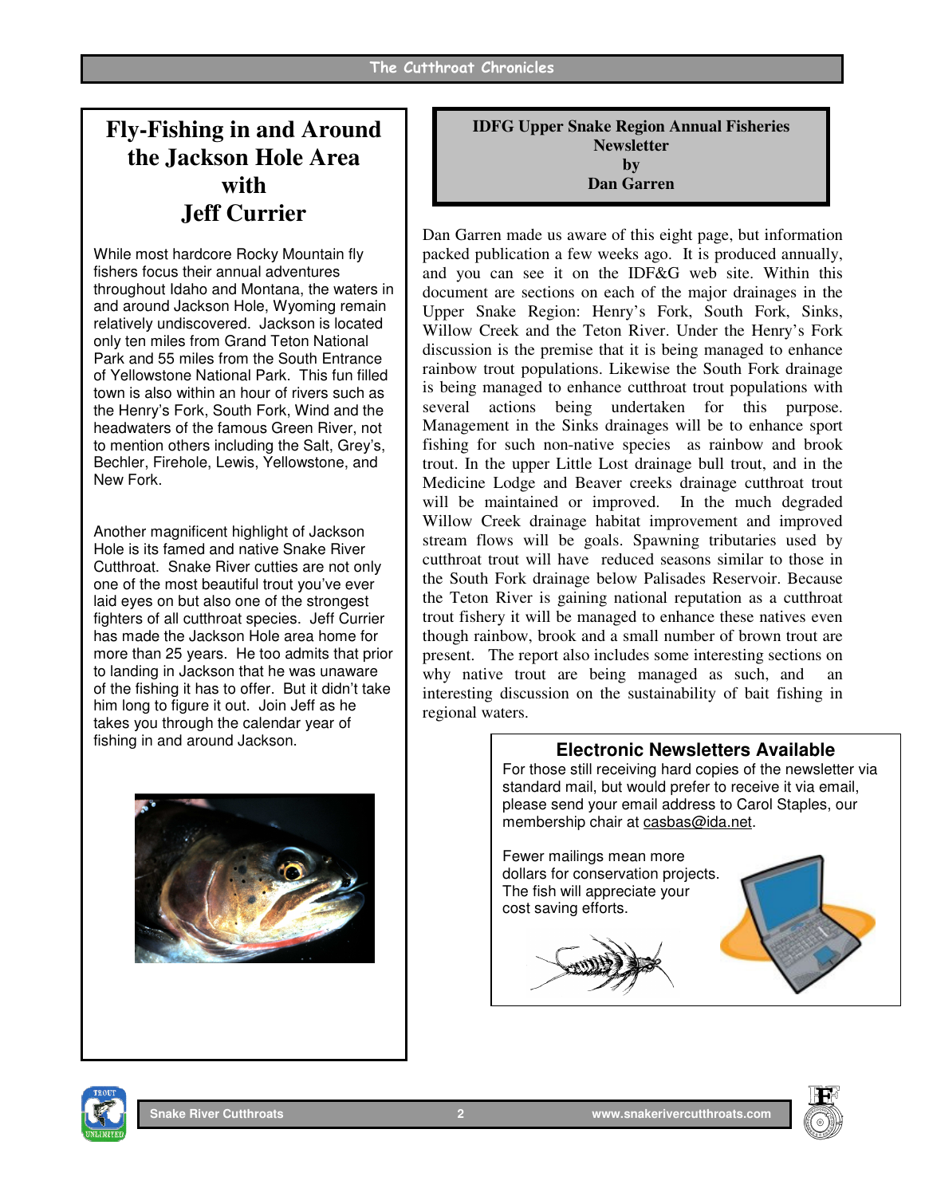# Fly-Fishing in and Around the Jackson Hole Area with Jeff Currier

While most hardcore Rocky Mountain fly fishers focus their annual adventures throughout Idaho and Montana, the waters in and around Jackson Hole, Wyoming remain relatively undiscovered. Jackson is located only ten miles from Grand Teton National Park and 55 miles from the South Entrance of Yellowstone National Park. This fun filled town is also within an hour of rivers such as the Henry's Fork, South Fork, Wind and the headwaters of the famous Green River, not to mention others including the Salt, Grey's, Bechler, Firehole, Lewis, Yellowstone, and New Fork.

Another magnificent highlight of Jackson Hole is its famed and native Snake River Cutthroat. Snake River cutties are not only one of the most beautiful trout you've ever laid eyes on but also one of the strongest fighters of all cutthroat species. Jeff Currier has made the Jackson Hole area home for more than 25 years. He too admits that prior to landing in Jackson that he was unaware of the fishing it has to offer. But it didn't take him long to figure it out. Join Jeff as he takes you through the calendar year of fishing in and around Jackson.

## IDFG Upper Snake Region Annual Fisheries Newsletter by Dan Garren

Dan Garren made us aware of this eight page, but information packed publication a few weeks ago. It is produced annually, and you can see it on the IDF&G web site. Within this document are sections on each of the major drainages in the Upper Snake Region: Henry's Fork, South Fork, Sinks, Willow Creek and the Teton River. Under the Henry's Fork discussion is the premise that it is being managed to enhance rainbow trout populations. Likewise the South Fork drainage is being managed to enhance cutthroat trout populations with several actions being undertaken for this purpose. Management in the Sinks drainages will be to enhance sport fishing for such non-native species as rainbow and brook trout. In the upper Little Lost drainage bull trout, and in the Medicine Lodge and Beaver creeks drainage cutthroat trout will be maintained or improved. In the much degraded Willow Creek drainage habitat improvement and improved stream flows will be goals. Spawning tributaries used by cutthroat trout will have reduced seasons similar to those in the South Fork drainage below Palisades Reservoir. Because the Teton River is gaining national reputation as a cutthroat trout fishery it will be managed to enhance these natives even though rainbow, brook and a small number of brown trout are present. The report also includes some interesting sections on why native trout are being managed as such, and an interesting discussion on the sustainability of bait fishing in regional waters.

## Electronic Newsletters Available

For those still receiving hard copies of the newsletter via standard mail, but would prefer to receive it via email, please send your email address to Carol Staples, our membership chair at casbas@ida.net.

Fewer mailings mean more dollars for conservation projects. The fish will appreciate your cost saving efforts.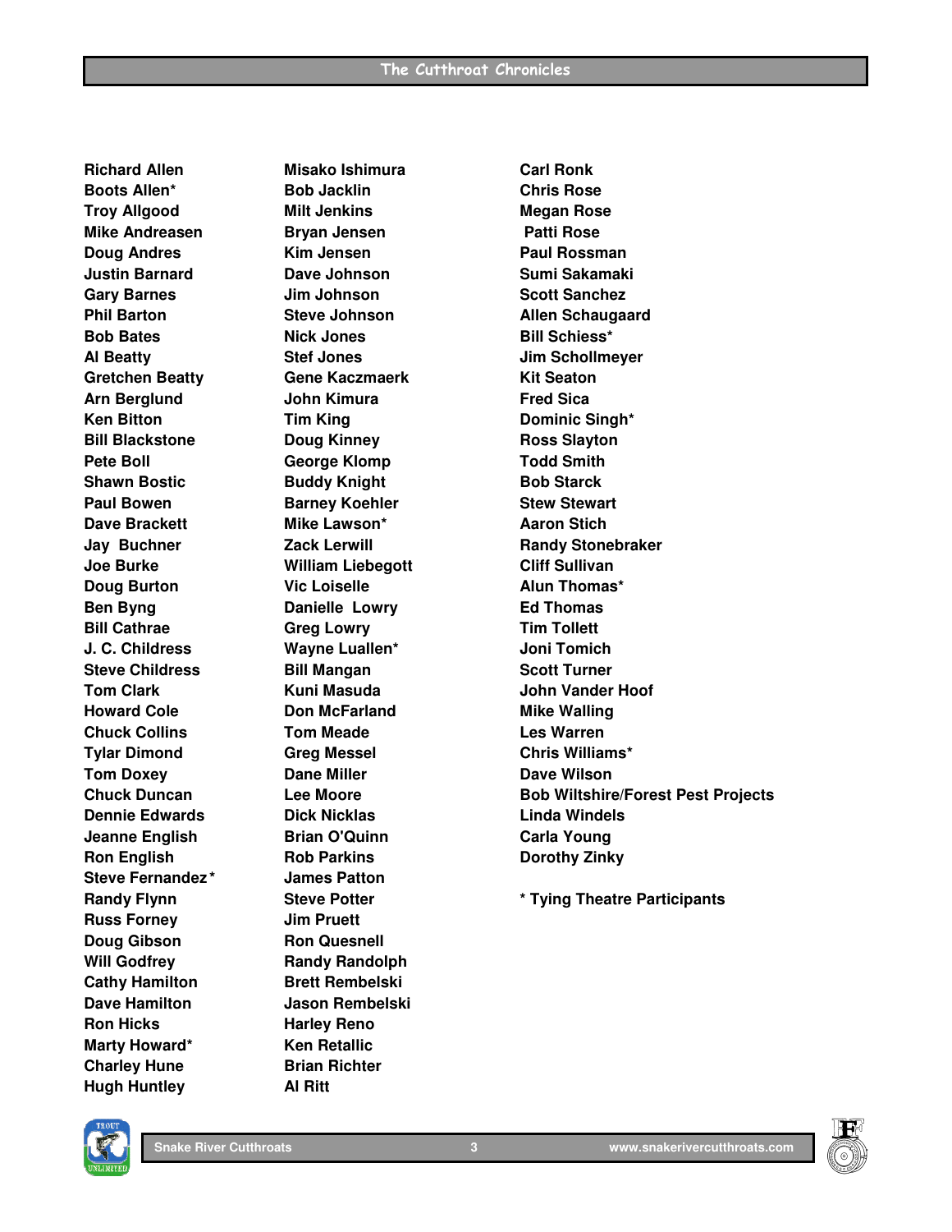Richard Allen
Boots Allen*
Troy Allgood
Mike Andreasen
Doug Andres
Justin Barnard
Gary Barnes
Phil Barton
Bob Bates
Al Beatty
Gretchen Beatty
Arn Berglund
Ken Bitton
Bill Blackstone
Pete Boll
Shawn Bostic
Paul Bowen
Dave Brackett
Jay Buchner
Joe Burke
Doug Burton
Ben Byng
Bill Cathrae
J. C. Childress
Steve Childress
Tom Clark
Howard Cole
Chuck Collins
Tylar Dimond
Tom Doxey
Chuck Duncan
Dennie Edwards
Jeanne English
Ron English
Steve Fernandez*
Randy Flynn
Russ Forney
Doug Gibson
Will Godfrey
Cathy Hamilton
Dave Hamilton
Ron Hicks
Marty Howard*
Charley Hune
Hugh Huntley

Misako Ishimura
Bob Jacklin
Milt Jenkins
Bryan Jensen
Kim Jensen
Dave Johnson
Jim Johnson
Steve Johnson
Nick Jones
Stef Jones
Gene Kaczmaerk
John Kimura
Tim King
Doug Kinney
George Klomp
Buddy Knight
Barney Koehler
Mike Lawson*
Zack Lerwill
William Liebegott
Vic Loiselle
Danielle Lowry
Greg Lowry
Wayne Luallen*
Bill Mangan
Kuni Masuda
Don McFarland
Tom Meade
Greg Messel
Dane Miller
Lee Moore
Dick Nicklas
Brian O'Quinn
Rob Parkins
James Patton
Steve Potter
Jim Pruett
Ron Quesnell
Randy Randolph
Brett Rembelski
Jason Rembelski
Harley Reno
Ken Retallic
Brian Richter
Al Ritt

Carl Ronk
Chris Rose
Megan Rose
Patti Rose
Paul Rossman
Sumi Sakamaki
Scott Sanchez
Allen Schaugaard
Bill Schiess*
Jim Schollmeyer
Kit Seaton
Fred Sica
Dominic Singh*
Ross Slayton
Todd Smith
Bob Starck
Stew Stewart
Aaron Stich
Randy Stonebraker
Cliff Sullivan
Alun Thomas*
Ed Thomas
Tim Tollett
Joni Tomich
Scott Turner
John Vander Hoof
Mike Walling
Les Warren
Chris Williams*
Dave Wilson
Bob Wiltshire/Forest Pest Projects
Linda Windels
Carla Young
Dorothy Zinky

* Tying Theatre Participants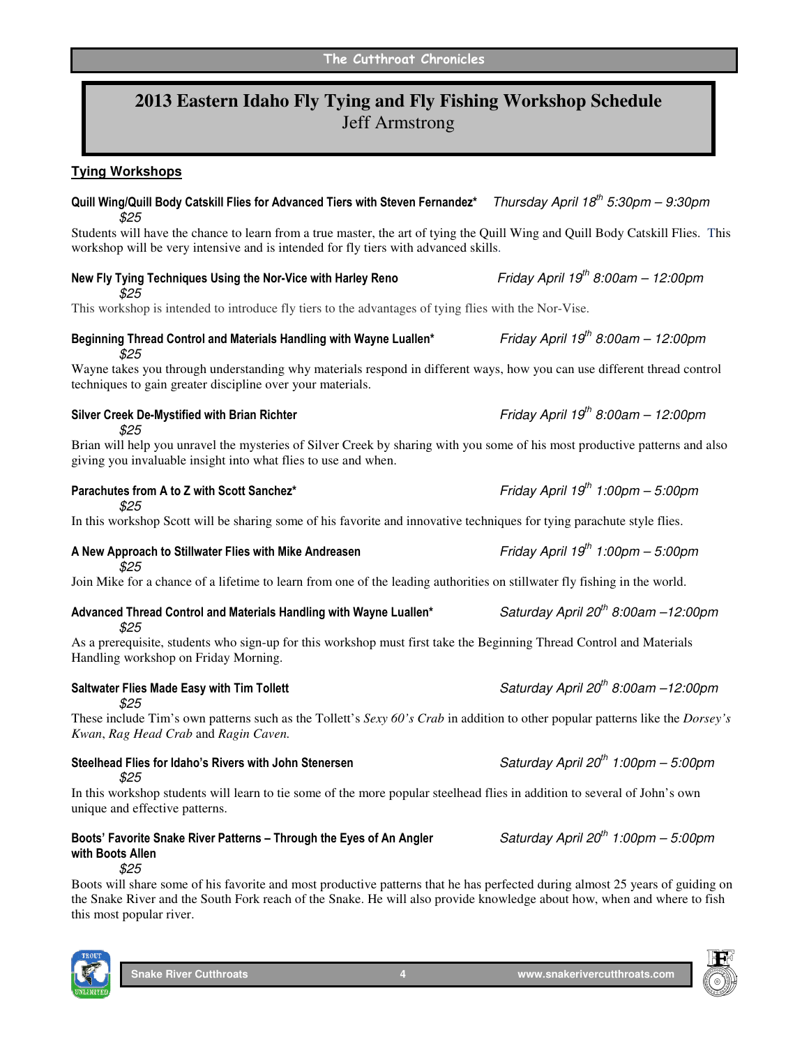# 2013 Eastern Idaho Fly Tying and Fly Fishing Workshop Schedule

Jeff Armstrong

## Tying Workshops

**Quill Wing/Quill Body Catskill Flies for Advanced Tiers with Steven Fernandez*** *Thursday April 18th 5:30pm – 9:30pm*
*$25*

Students will have the chance to learn from a true master, the art of tying the Quill Wing and Quill Body Catskill Flies. This workshop will be very intensive and is intended for fly tiers with advanced skills.

**New Fly Tying Techniques Using the Nor-Vice with Harley Reno** *Friday April 19th 8:00am – 12:00pm*
*$25*

This workshop is intended to introduce fly tiers to the advantages of tying flies with the Nor-Vise.

**Beginning Thread Control and Materials Handling with Wayne Luallen*** *Friday April 19th 8:00am – 12:00pm*
*$25*

Wayne takes you through understanding why materials respond in different ways, how you can use different thread control techniques to gain greater discipline over your materials.

**Silver Creek De-Mystified with Brian Richter** *Friday April 19th 8:00am – 12:00pm*
*$25*

Brian will help you unravel the mysteries of Silver Creek by sharing with you some of his most productive patterns and also giving you invaluable insight into what flies to use and when.

**Parachutes from A to Z with Scott Sanchez*** *Friday April 19th 1:00pm – 5:00pm*
*$25*

In this workshop Scott will be sharing some of his favorite and innovative techniques for tying parachute style flies.

**A New Approach to Stillwater Flies with Mike Andreasen** *Friday April 19th 1:00pm – 5:00pm*
*$25*

Join Mike for a chance of a lifetime to learn from one of the leading authorities on stillwater fly fishing in the world.

**Advanced Thread Control and Materials Handling with Wayne Luallen*** *Saturday April 20th 8:00am –12:00pm*
*$25*

As a prerequisite, students who sign-up for this workshop must first take the Beginning Thread Control and Materials Handling workshop on Friday Morning.

**Saltwater Flies Made Easy with Tim Tollett** *Saturday April 20th 8:00am –12:00pm*
*$25*

These include Tim's own patterns such as the Tollett's *Sexy 60's Crab* in addition to other popular patterns like the *Dorsey's Kwan*, *Rag Head Crab* and *Ragin Caven.*

**Steelhead Flies for Idaho's Rivers with John Stenersen** *Saturday April 20th 1:00pm – 5:00pm*
*$25*

In this workshop students will learn to tie some of the more popular steelhead flies in addition to several of John's own unique and effective patterns.

**Boots' Favorite Snake River Patterns – Through the Eyes of An Angler with Boots Allen** *Saturday April 20th 1:00pm – 5:00pm*
*$25*

Boots will share some of his favorite and most productive patterns that he has perfected during almost 25 years of guiding on the Snake River and the South Fork reach of the Snake. He will also provide knowledge about how, when and where to fish this most popular river.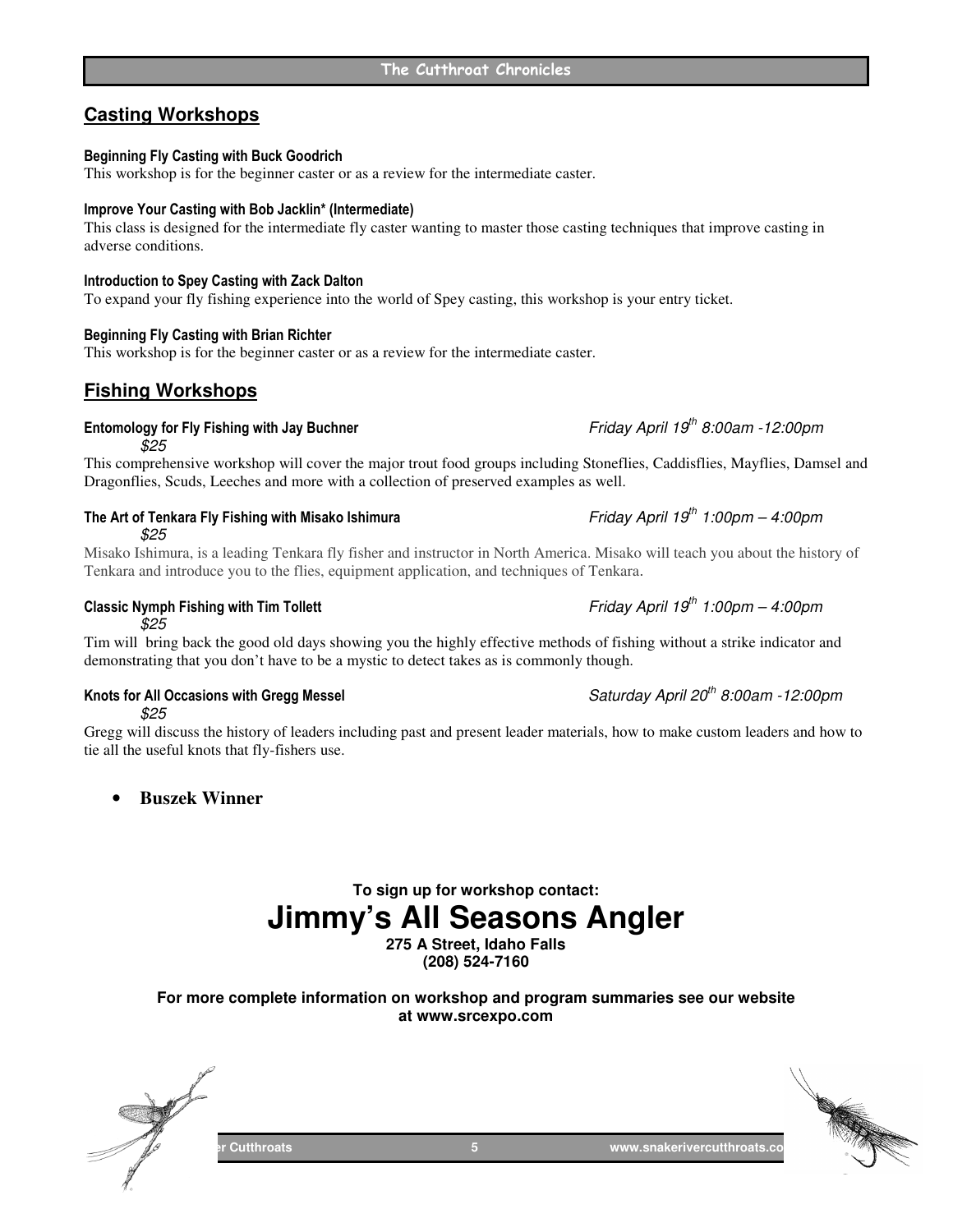## Casting Workshops

**Beginning Fly Casting with Buck Goodrich**
This workshop is for the beginner caster or as a review for the intermediate caster.

**Improve Your Casting with Bob Jacklin* (Intermediate)**
This class is designed for the intermediate fly caster wanting to master those casting techniques that improve casting in adverse conditions.

**Introduction to Spey Casting with Zack Dalton**
To expand your fly fishing experience into the world of Spey casting, this workshop is your entry ticket.

**Beginning Fly Casting with Brian Richter**
This workshop is for the beginner caster or as a review for the intermediate caster.

## Fishing Workshops

**Entomology for Fly Fishing with Jay Buchner** *Friday April 19th 8:00am -12:00pm*
*$25*
This comprehensive workshop will cover the major trout food groups including Stoneflies, Caddisflies, Mayflies, Damsel and Dragonflies, Scuds, Leeches and more with a collection of preserved examples as well.

**The Art of Tenkara Fly Fishing with Misako Ishimura** *Friday April 19th 1:00pm – 4:00pm*
*$25*
Misako Ishimura, is a leading Tenkara fly fisher and instructor in North America. Misako will teach you about the history of Tenkara and introduce you to the flies, equipment application, and techniques of Tenkara.

**Classic Nymph Fishing with Tim Tollett** *Friday April 19th 1:00pm – 4:00pm*
*$25*
Tim will bring back the good old days showing you the highly effective methods of fishing without a strike indicator and demonstrating that you don't have to be a mystic to detect takes as is commonly though.

**Knots for All Occasions with Gregg Messel** *Saturday April 20th 8:00am -12:00pm*
*$25*
Gregg will discuss the history of leaders including past and present leader materials, how to make custom leaders and how to tie all the useful knots that fly-fishers use.

- **Buszek Winner**

**To sign up for workshop contact:**

# Jimmy's All Seasons Angler

**275 A Street, Idaho Falls**
**(208) 524-7160**

**For more complete information on workshop and program summaries see our website at www.srcexpo.com**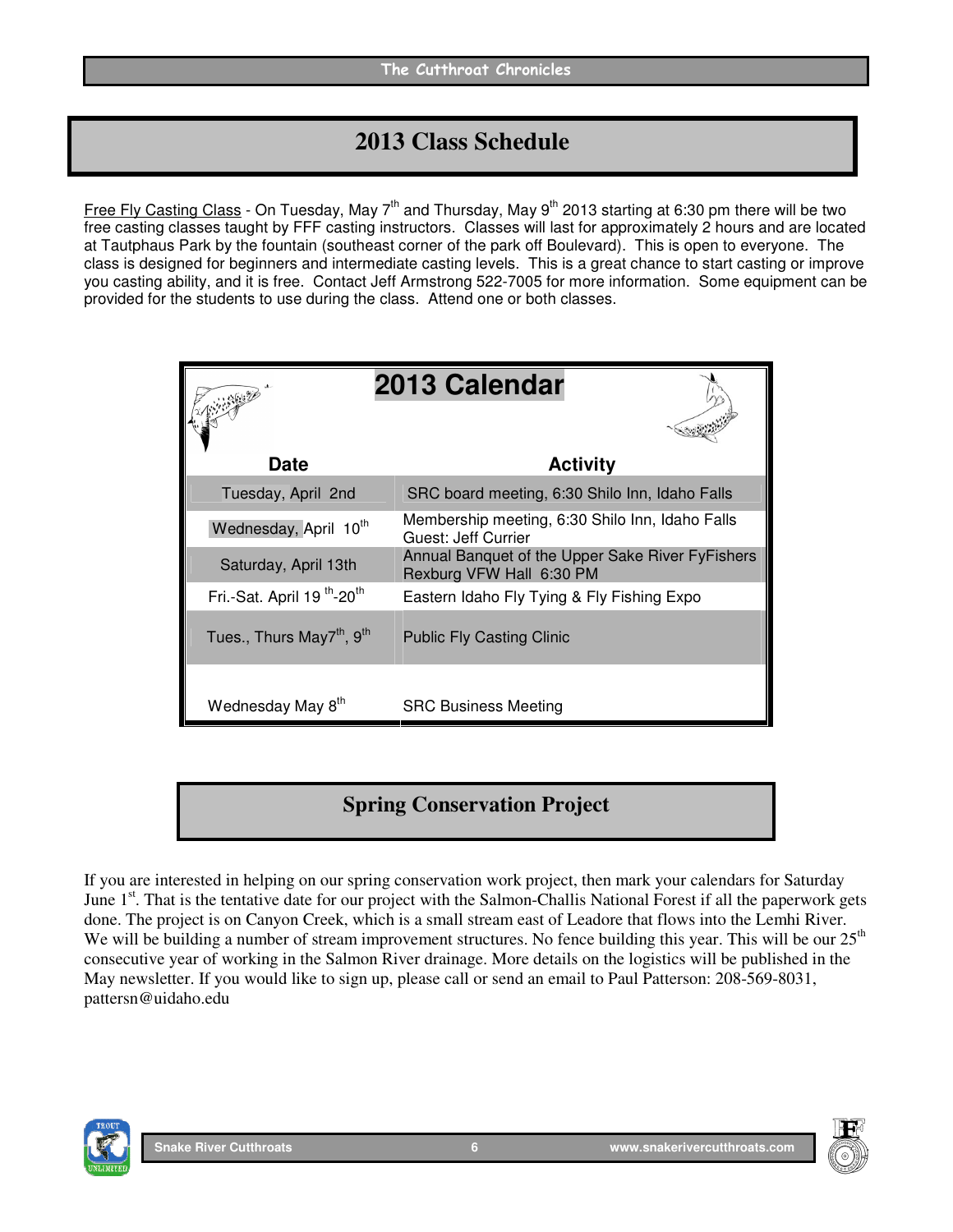## 2013 Class Schedule

<u>Free Fly Casting Class</u> - On Tuesday, May 7th and Thursday, May 9th 2013 starting at 6:30 pm there will be two free casting classes taught by FFF casting instructors. Classes will last for approximately 2 hours and are located at Tautphaus Park by the fountain (southeast corner of the park off Boulevard). This is open to everyone. The class is designed for beginners and intermediate casting levels. This is a great chance to start casting or improve you casting ability, and it is free. Contact Jeff Armstrong 522-7005 for more information. Some equipment can be provided for the students to use during the class. Attend one or both classes.

## 2013 Calendar

| Date | Activity |
|---|---|
| Tuesday, April 2nd | SRC board meeting, 6:30 Shilo Inn, Idaho Falls |
| Wednesday, April 10th | Membership meeting, 6:30 Shilo Inn, Idaho Falls<br>Guest: Jeff Currier |
| Saturday, April 13th | Annual Banquet of the Upper Sake River FyFishers<br>Rexburg VFW Hall 6:30 PM |
| Fri.-Sat. April 19th-20th | Eastern Idaho Fly Tying & Fly Fishing Expo |
| Tues., Thurs May7th, 9th | Public Fly Casting Clinic |
| Wednesday May 8th | SRC Business Meeting |

## Spring Conservation Project

If you are interested in helping on our spring conservation work project, then mark your calendars for Saturday June 1st. That is the tentative date for our project with the Salmon-Challis National Forest if all the paperwork gets done. The project is on Canyon Creek, which is a small stream east of Leadore that flows into the Lemhi River. We will be building a number of stream improvement structures. No fence building this year. This will be our 25th consecutive year of working in the Salmon River drainage. More details on the logistics will be published in the May newsletter. If you would like to sign up, please call or send an email to Paul Patterson: 208-569-8031, pattersn@uidaho.edu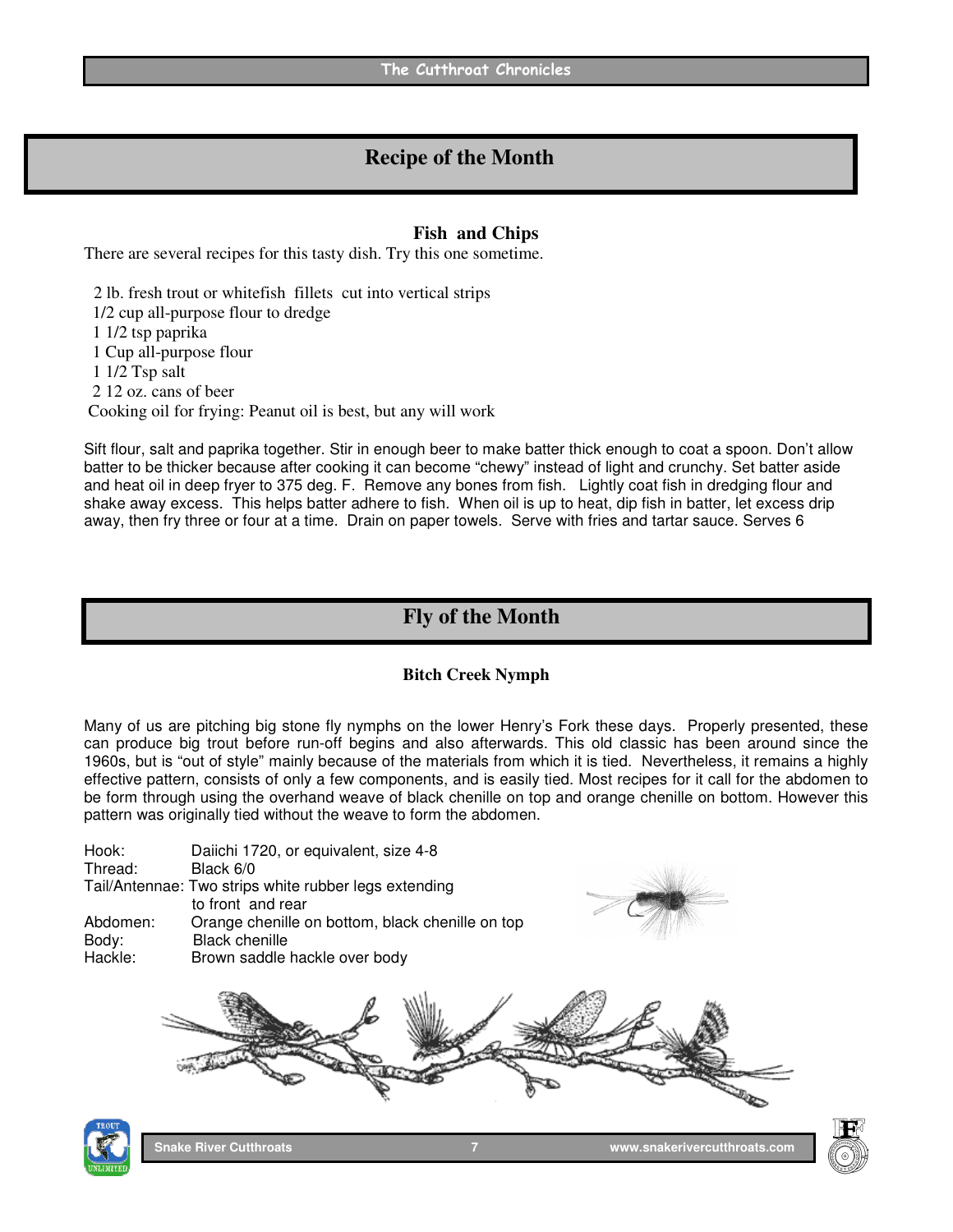## Recipe of the Month

### Fish and Chips

There are several recipes for this tasty dish. Try this one sometime.

- 2 lb. fresh trout or whitefish fillets cut into vertical strips
- 1/2 cup all-purpose flour to dredge
- 1 1/2 tsp paprika
- 1 Cup all-purpose flour
- 1 1/2 Tsp salt
- 2 12 oz. cans of beer
- Cooking oil for frying: Peanut oil is best, but any will work

Sift flour, salt and paprika together. Stir in enough beer to make batter thick enough to coat a spoon. Don't allow batter to be thicker because after cooking it can become "chewy" instead of light and crunchy. Set batter aside and heat oil in deep fryer to 375 deg. F. Remove any bones from fish. Lightly coat fish in dredging flour and shake away excess. This helps batter adhere to fish. When oil is up to heat, dip fish in batter, let excess drip away, then fry three or four at a time. Drain on paper towels. Serve with fries and tartar sauce. Serves 6

## Fly of the Month

### Bitch Creek Nymph

Many of us are pitching big stone fly nymphs on the lower Henry's Fork these days. Properly presented, these can produce big trout before run-off begins and also afterwards. This old classic has been around since the 1960s, but is "out of style" mainly because of the materials from which it is tied. Nevertheless, it remains a highly effective pattern, consists of only a few components, and is easily tied. Most recipes for it call for the abdomen to be form through using the overhand weave of black chenille on top and orange chenille on bottom. However this pattern was originally tied without the weave to form the abdomen.

Hook: Daiichi 1720, or equivalent, size 4-8
Thread: Black 6/0
Tail/Antennae: Two strips white rubber legs extending to front and rear
Abdomen: Orange chenille on bottom, black chenille on top
Body: Black chenille
Hackle: Brown saddle hackle over body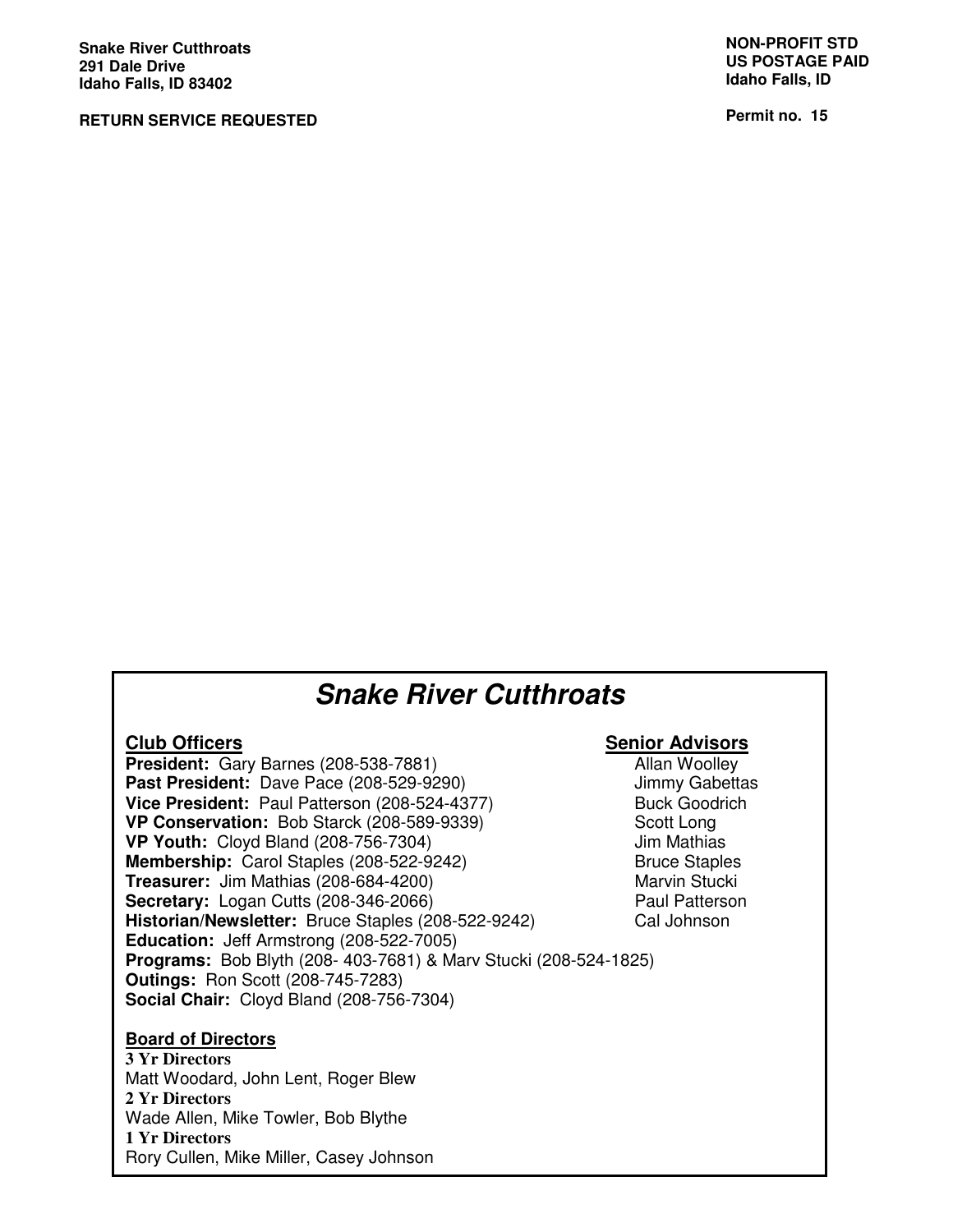**Snake River Cutthroats**
**291 Dale Drive**
**Idaho Falls, ID 83402**

**RETURN SERVICE REQUESTED**

**NON-PROFIT STD**
**US POSTAGE PAID**
**Idaho Falls, ID**

**Permit no. 15**

# *Snake River Cutthroats*

## Club Officers

**President:** Gary Barnes (208-538-7881)
**Past President:** Dave Pace (208-529-9290)
**Vice President:** Paul Patterson (208-524-4377)
**VP Conservation:** Bob Starck (208-589-9339)
**VP Youth:** Cloyd Bland (208-756-7304)
**Membership:** Carol Staples (208-522-9242)
**Treasurer:** Jim Mathias (208-684-4200)
**Secretary:** Logan Cutts (208-346-2066)
**Historian/Newsletter:** Bruce Staples (208-522-9242)
**Education:** Jeff Armstrong (208-522-7005)
**Programs:** Bob Blyth (208- 403-7681) & Marv Stucki (208-524-1825)
**Outings:** Ron Scott (208-745-7283)
**Social Chair:** Cloyd Bland (208-756-7304)

## Senior Advisors

Allan Woolley
Jimmy Gabettas
Buck Goodrich
Scott Long
Jim Mathias
Bruce Staples
Marvin Stucki
Paul Patterson
Cal Johnson

## Board of Directors

**3 Yr Directors**
Matt Woodard, John Lent, Roger Blew
**2 Yr Directors**
Wade Allen, Mike Towler, Bob Blythe
**1 Yr Directors**
Rory Cullen, Mike Miller, Casey Johnson